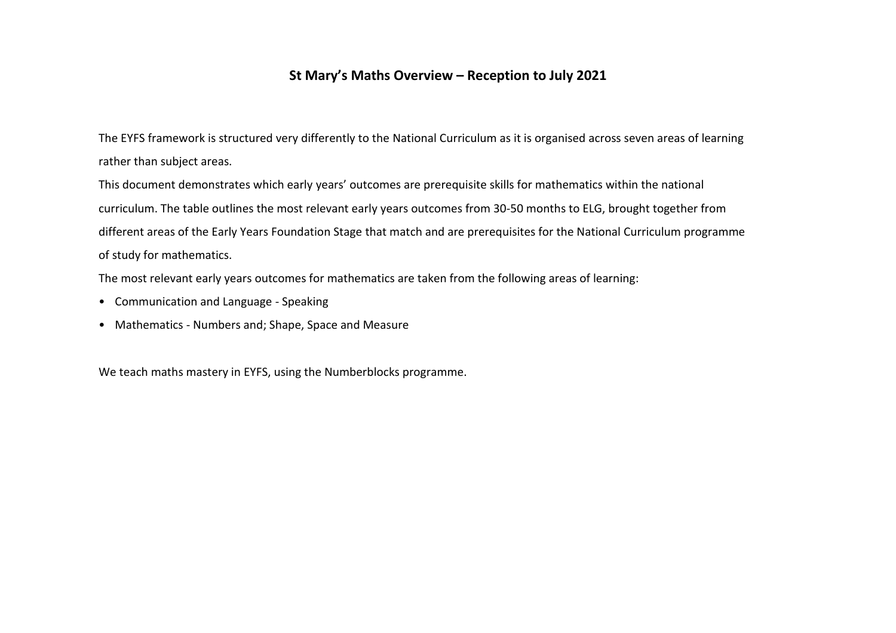# St Mary's Maths Overview – Reception to July 2021

The EYFS framework is structured very differently to the National Curriculum as it is organised across seven areas of learning rather than subject areas.

This document demonstrates which early years' outcomes are prerequisite skills for mathematics within the national curriculum. The table outlines the most relevant early years outcomes from 30-50 months to ELG, brought together from different areas of the Early Years Foundation Stage that match and are prerequisites for the National Curriculum programme of study for mathematics.

The most relevant early years outcomes for mathematics are taken from the following areas of learning:

- Communication and Language - Speaking
- Mathematics - Numbers and; Shape, Space and Measure

We teach maths mastery in EYFS, using the Numberblocks programme.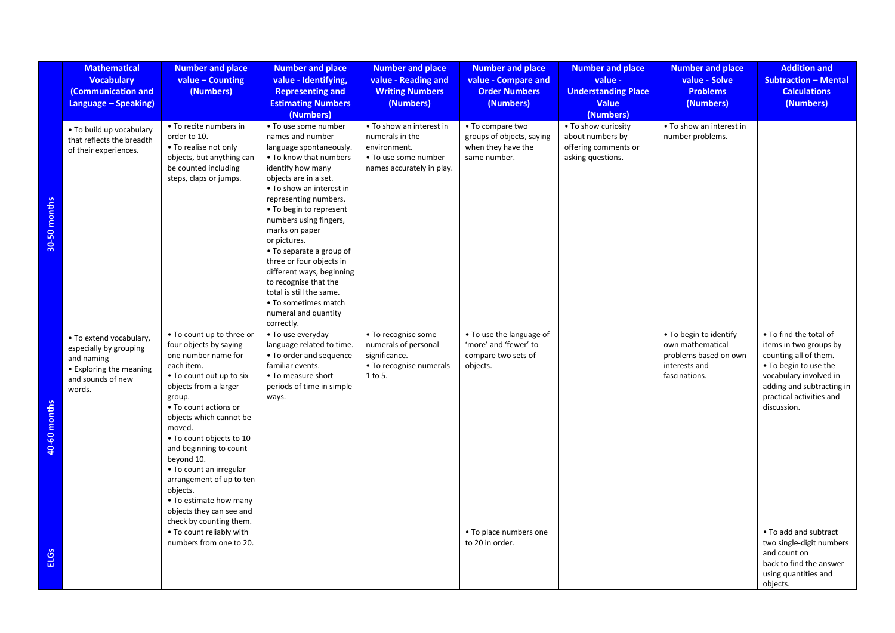| | Mathematical Vocabulary (Communication and Language – Speaking) | Number and place value – Counting (Numbers) | Number and place value - Identifying, Representing and Estimating Numbers (Numbers) | Number and place value - Reading and Writing Numbers (Numbers) | Number and place value - Compare and Order Numbers (Numbers) | Number and place value - Understanding Place Value (Numbers) | Number and place value - Solve Problems (Numbers) | Addition and Subtraction – Mental Calculations (Numbers) |
|---|---|---|---|---|---|---|---|---|
| **30-50 months** | • To build up vocabulary that reflects the breadth of their experiences. | • To recite numbers in order to 10.<br>• To realise not only objects, but anything can be counted including steps, claps or jumps. | • To use some number names and number language spontaneously.<br>• To know that numbers identify how many objects are in a set.<br>• To show an interest in representing numbers.<br>• To begin to represent numbers using fingers, marks on paper or pictures.<br>• To separate a group of three or four objects in different ways, beginning to recognise that the total is still the same.<br>• To sometimes match numeral and quantity correctly. | • To show an interest in numerals in the environment.<br>• To use some number names accurately in play. | • To compare two groups of objects, saying when they have the same number. | • To show curiosity about numbers by offering comments or asking questions. | • To show an interest in number problems. | |
| **40-60 months** | • To extend vocabulary, especially by grouping and naming<br>• Exploring the meaning and sounds of new words. | • To count up to three or four objects by saying one number name for each item.<br>• To count out up to six objects from a larger group.<br>• To count actions or objects which cannot be moved.<br>• To count objects to 10 and beginning to count beyond 10.<br>• To count an irregular arrangement of up to ten objects.<br>• To estimate how many objects they can see and check by counting them. | • To use everyday language related to time.<br>• To order and sequence familiar events.<br>• To measure short periods of time in simple ways. | • To recognise some numerals of personal significance.<br>• To recognise numerals 1 to 5. | • To use the language of 'more' and 'fewer' to compare two sets of objects. | | • To begin to identify own mathematical problems based on own interests and fascinations. | • To find the total of items in two groups by counting all of them.<br>• To begin to use the vocabulary involved in adding and subtracting in practical activities and discussion. |
| **ELGs** | | • To count reliably with numbers from one to 20. | | | • To place numbers one to 20 in order. | | | • To add and subtract two single-digit numbers and count on back to find the answer using quantities and objects. |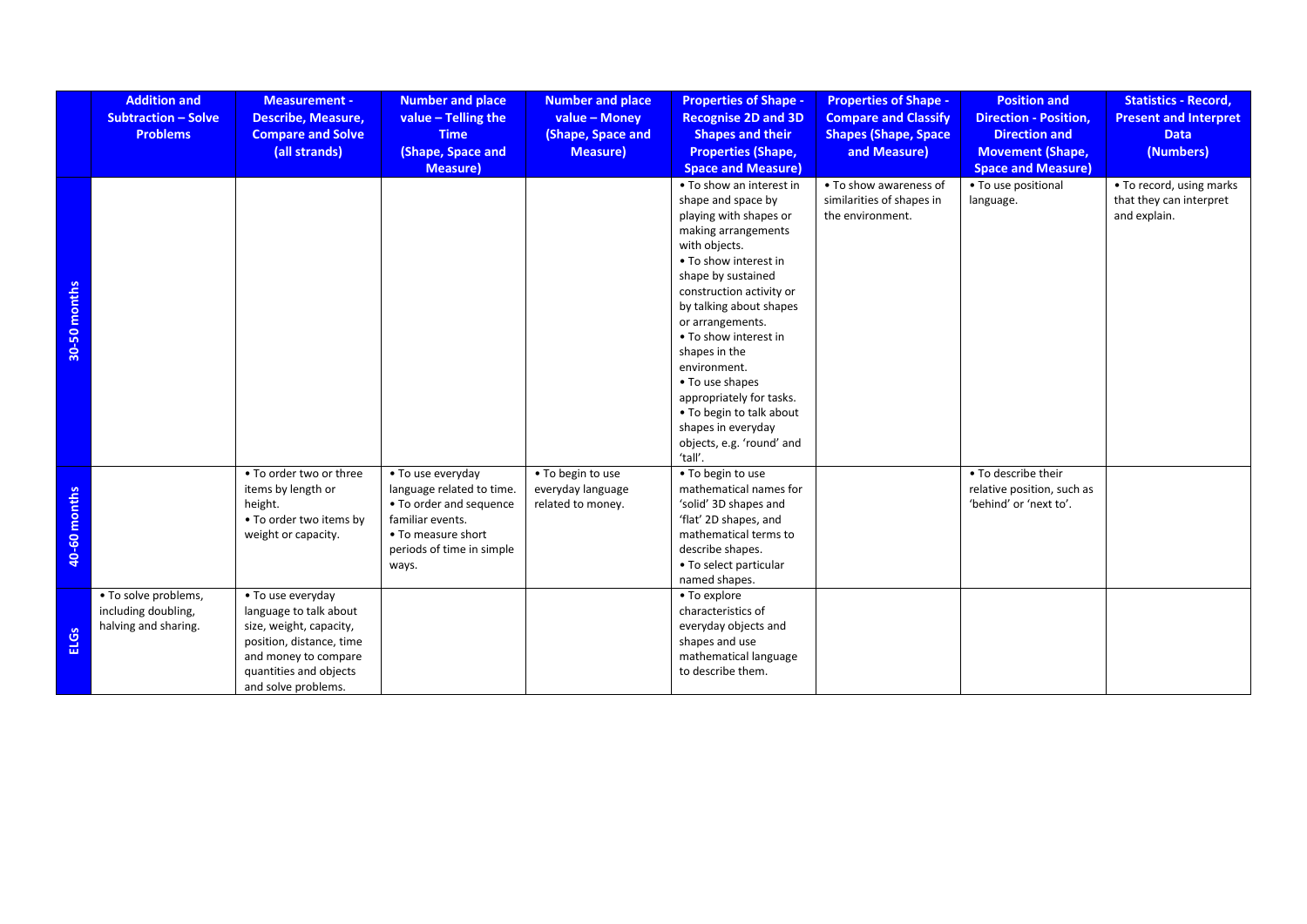| | Addition and Subtraction – Solve Problems | Measurement - Describe, Measure, Compare and Solve (all strands) | Number and place value – Telling the Time (Shape, Space and Measure) | Number and place value – Money (Shape, Space and Measure) | Properties of Shape - Recognise 2D and 3D Shapes and their Properties (Shape, Space and Measure) | Properties of Shape - Compare and Classify Shapes (Shape, Space and Measure) | Position and Direction - Position, Direction and Movement (Shape, Space and Measure) | Statistics - Record, Present and Interpret Data (Numbers) |
|---|---|---|---|---|---|---|---|---|
| 30-50 months | | | | | • To show an interest in shape and space by playing with shapes or making arrangements with objects.<br>• To show interest in shape by sustained construction activity or by talking about shapes or arrangements.<br>• To show interest in shapes in the environment.<br>• To use shapes appropriately for tasks.<br>• To begin to talk about shapes in everyday objects, e.g. 'round' and 'tall'. | • To show awareness of similarities of shapes in the environment. | • To use positional language. | • To record, using marks that they can interpret and explain. |
| 40-60 months | | • To order two or three items by length or height.<br>• To order two items by weight or capacity. | • To use everyday language related to time.<br>• To order and sequence familiar events.<br>• To measure short periods of time in simple ways. | • To begin to use everyday language related to money. | • To begin to use mathematical names for 'solid' 3D shapes and 'flat' 2D shapes, and mathematical terms to describe shapes.<br>• To select particular named shapes. | | • To describe their relative position, such as 'behind' or 'next to'. | |
| ELGs | • To solve problems, including doubling, halving and sharing. | • To use everyday language to talk about size, weight, capacity, position, distance, time and money to compare quantities and objects and solve problems. | | | • To explore characteristics of everyday objects and shapes and use mathematical language to describe them. | | | |